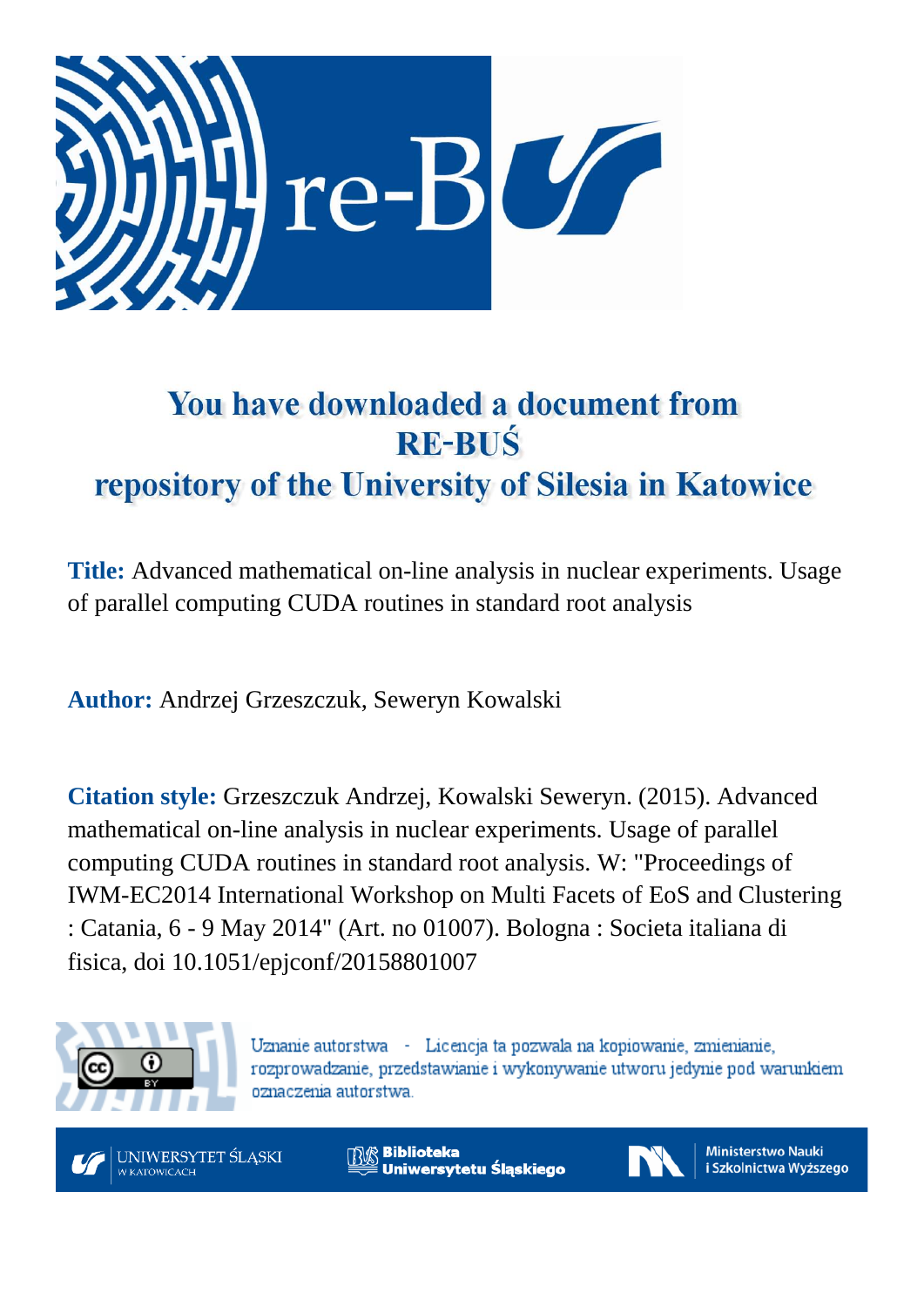# You have downloaded a document from RE-BUŚ repository of the University of Silesia in Katowice

**Title:** Advanced mathematical on-line analysis in nuclear experiments. Usage of parallel computing CUDA routines in standard root analysis

**Author:** Andrzej Grzeszczuk, Seweryn Kowalski

**Citation style:** Grzeszczuk Andrzej, Kowalski Seweryn. (2015). Advanced mathematical on-line analysis in nuclear experiments. Usage of parallel computing CUDA routines in standard root analysis. W: "Proceedings of IWM-EC2014 International Workshop on Multi Facets of EoS and Clustering : Catania, 6 - 9 May 2014" (Art. no 01007). Bologna : Societa italiana di fisica, doi 10.1051/epjconf/20158801007

Uznanie autorstwa - Licencja ta pozwala na kopiowanie, zmienianie, rozprowadzanie, przedstawianie i wykonywanie utworu jedynie pod warunkiem oznaczenia autorstwa.

UNIWERSYTET ŚLĄSKI W KATOWICACH

Biblioteka Uniwersytetu Śląskiego

Ministerstwo Nauki i Szkolnictwa Wyższego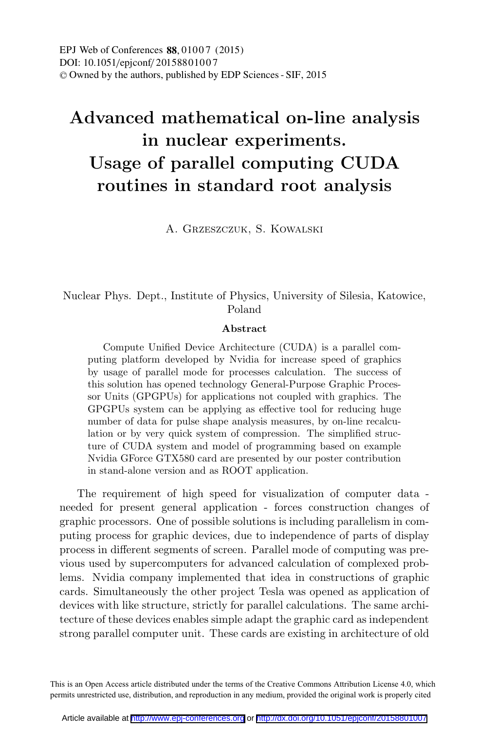# Advanced mathematical on-line analysis in nuclear experiments. Usage of parallel computing CUDA routines in standard root analysis

A. Grzeszczuk, S. Kowalski

Nuclear Phys. Dept., Institute of Physics, University of Silesia, Katowice, Poland

**Abstract**

Compute Unified Device Architecture (CUDA) is a parallel computing platform developed by Nvidia for increase speed of graphics by usage of parallel mode for processes calculation. The success of this solution has opened technology General-Purpose Graphic Processor Units (GPGPUs) for applications not coupled with graphics. The GPGPUs system can be applying as effective tool for reducing huge number of data for pulse shape analysis measures, by on-line recalculation or by very quick system of compression. The simplified structure of CUDA system and model of programming based on example Nvidia GForce GTX580 card are presented by our poster contribution in stand-alone version and as ROOT application.

The requirement of high speed for visualization of computer data - needed for present general application - forces construction changes of graphic processors. One of possible solutions is including parallelism in computing process for graphic devices, due to independence of parts of display process in different segments of screen. Parallel mode of computing was previous used by supercomputers for advanced calculation of complexed problems. Nvidia company implemented that idea in constructions of graphic cards. Simultaneously the other project Tesla was opened as application of devices with like structure, strictly for parallel calculations. The same architecture of these devices enables simple adapt the graphic card as independent strong parallel computer unit. These cards are existing in architecture of old

This is an Open Access article distributed under the terms of the Creative Commons Attribution License 4.0, which permits unrestricted use, distribution, and reproduction in any medium, provided the original work is properly cited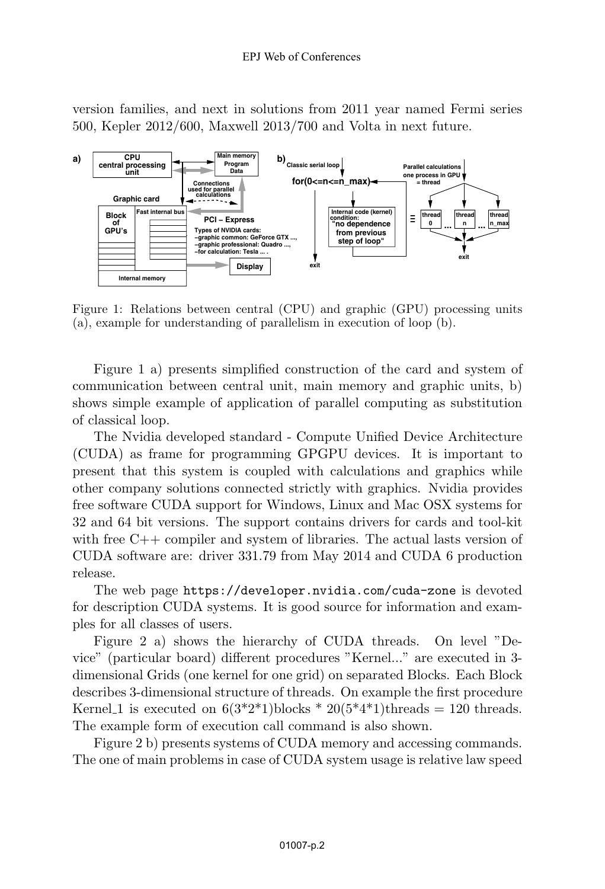version families, and next in solutions from 2011 year named Fermi series 500, Kepler 2012/600, Maxwell 2013/700 and Volta in next future.

Figure 1: Relations between central (CPU) and graphic (GPU) processing units (a), example for understanding of parallelism in execution of loop (b).

Figure 1 a) presents simplified construction of the card and system of communication between central unit, main memory and graphic units, b) shows simple example of application of parallel computing as substitution of classical loop.

The Nvidia developed standard - Compute Unified Device Architecture (CUDA) as frame for programming GPGPU devices. It is important to present that this system is coupled with calculations and graphics while other company solutions connected strictly with graphics. Nvidia provides free software CUDA support for Windows, Linux and Mac OSX systems for 32 and 64 bit versions. The support contains drivers for cards and tool-kit with free C++ compiler and system of libraries. The actual lasts version of CUDA software are: driver 331.79 from May 2014 and CUDA 6 production release.

The web page `https://developer.nvidia.com/cuda-zone` is devoted for description CUDA systems. It is good source for information and examples for all classes of users.

Figure 2 a) shows the hierarchy of CUDA threads. On level "Device" (particular board) different procedures "Kernel..." are executed in 3-dimensional Grids (one kernel for one grid) on separated Blocks. Each Block describes 3-dimensional structure of threads. On example the first procedure Kernel_1 is executed on 6(3*2*1)blocks * 20(5*4*1)threads = 120 threads. The example form of execution call command is also shown.

Figure 2 b) presents systems of CUDA memory and accessing commands. The one of main problems in case of CUDA system usage is relative law speed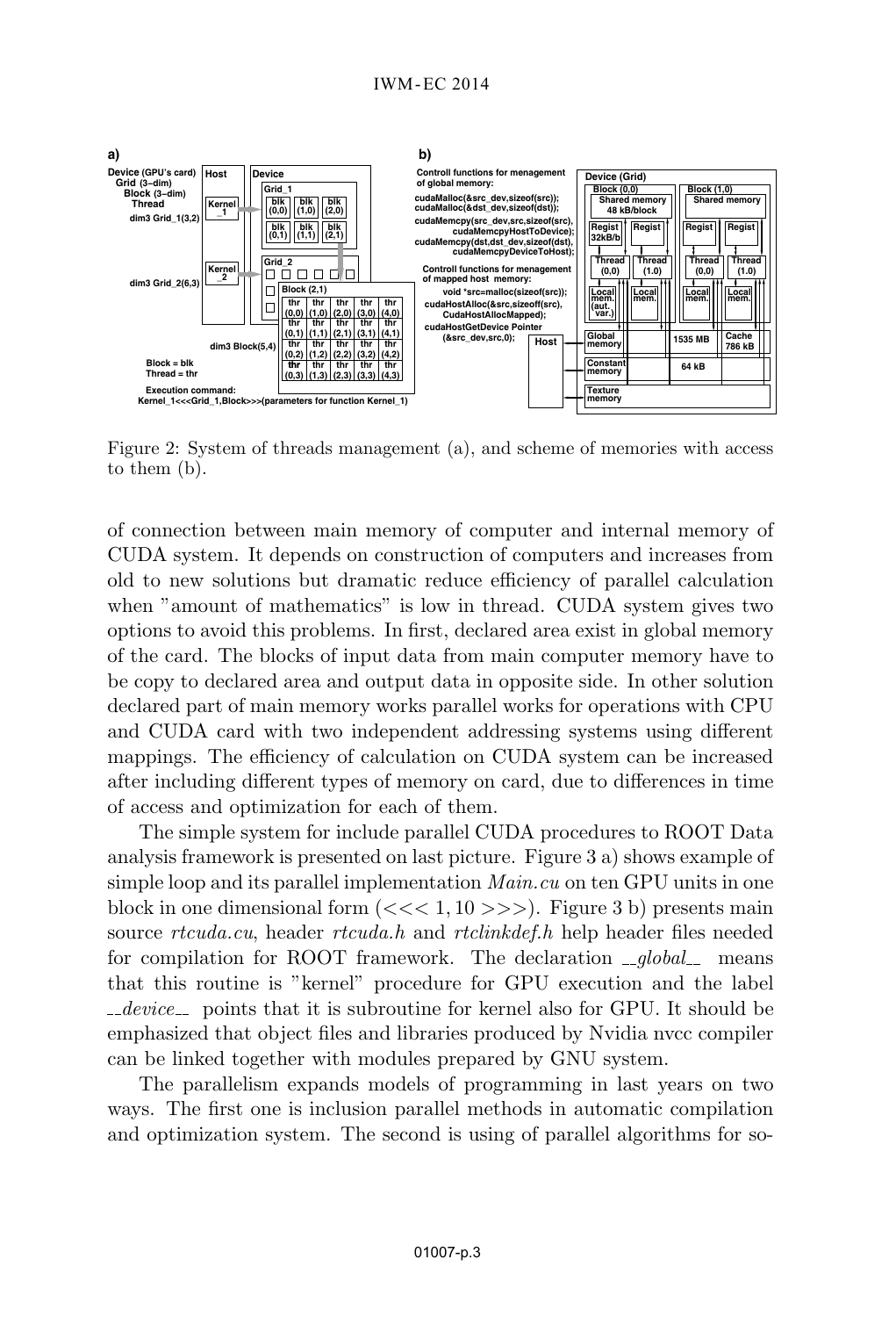Figure 2: System of threads management (a), and scheme of memories with access to them (b).

of connection between main memory of computer and internal memory of CUDA system. It depends on construction of computers and increases from old to new solutions but dramatic reduce efficiency of parallel calculation when "amount of mathematics" is low in thread. CUDA system gives two options to avoid this problems. In first, declared area exist in global memory of the card. The blocks of input data from main computer memory have to be copy to declared area and output data in opposite side. In other solution declared part of main memory works parallel works for operations with CPU and CUDA card with two independent addressing systems using different mappings. The efficiency of calculation on CUDA system can be increased after including different types of memory on card, due to differences in time of access and optimization for each of them.

The simple system for include parallel CUDA procedures to ROOT Data analysis framework is presented on last picture. Figure 3 a) shows example of simple loop and its parallel implementation *Main.cu* on ten GPU units in one block in one dimensional form ($<<< 1, 10 >>>$). Figure 3 b) presents main source *rtcuda.cu*, header *rtcuda.h* and *rtclinkdef.h* help header files needed for compilation for ROOT framework. The declaration *__global__* means that this routine is "kernel" procedure for GPU execution and the label *__device__* points that it is subroutine for kernel also for GPU. It should be emphasized that object files and libraries produced by Nvidia nvcc compiler can be linked together with modules prepared by GNU system.

The parallelism expands models of programming in last years on two ways. The first one is inclusion parallel methods in automatic compilation and optimization system. The second is using of parallel algorithms for so-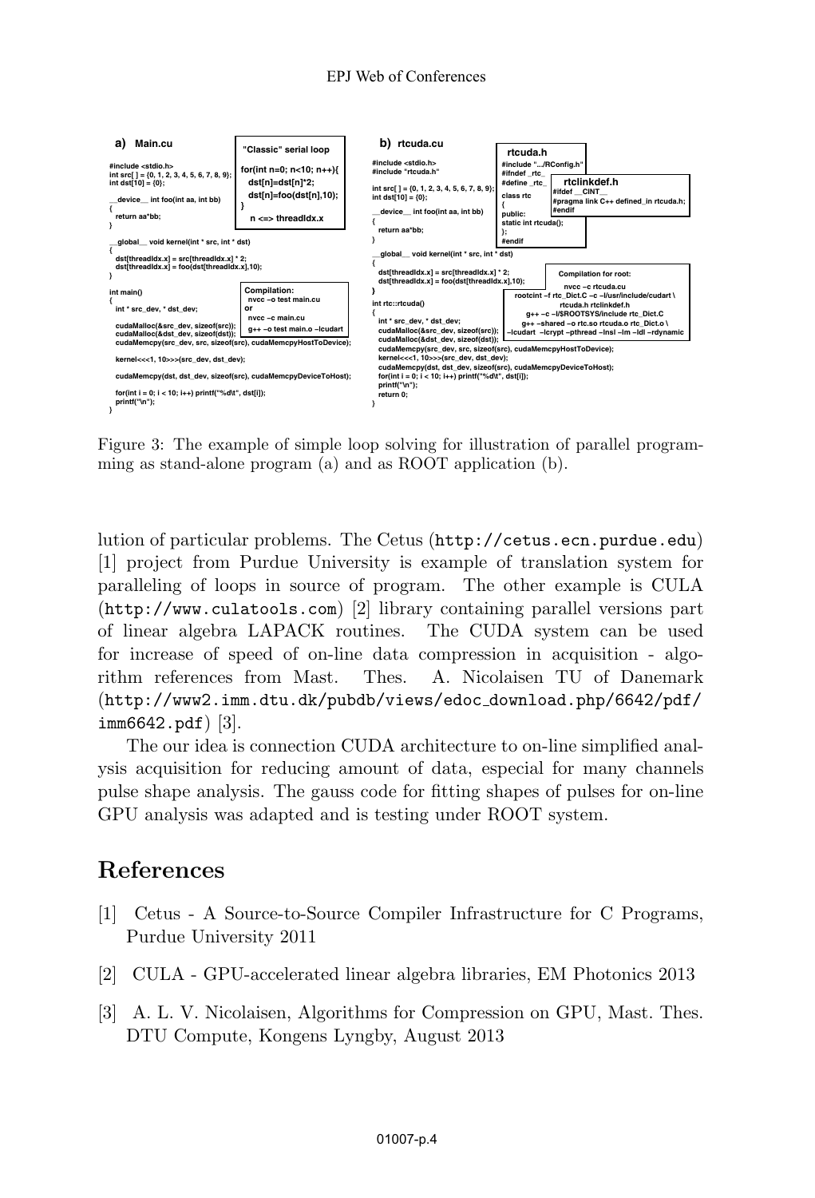**a) Main.cu**

```
#include <stdio.h>
int src[ ] = {0, 1, 2, 3, 4, 5, 6, 7, 8, 9};
int dst[10] = {0};

__device__ int foo(int aa, int bb)
{
  return aa*bb;
}

__global__ void kernel(int * src, int * dst)
{
  dst[threadIdx.x] = src[threadIdx.x] * 2;
  dst[threadIdx.x] = foo(dst[threadIdx.x],10);
}

int main()
{
  int * src_dev, * dst_dev;

  cudaMalloc(&src_dev, sizeof(src));
  cudaMalloc(&dst_dev, sizeof(dst));
  cudaMemcpy(src_dev, src, sizeof(src), cudaMemcpyHostToDevice);

  kernel<<<1, 10>>>(src_dev, dst_dev);

  cudaMemcpy(dst, dst_dev, sizeof(src), cudaMemcpyDeviceToHost);

  for(int i = 0; i < 10; i++) printf("%d\t", dst[i]);
  printf("\n");
}
```

"Classic" serial loop

```
for(int n=0; n<10; n++){
  dst[n]=dst[n]*2;
  dst[n]=foo(dst[n],10);
}
  n <=> threadIdx.x
```

Compilation:

```
nvcc -o test main.cu
or
nvcc -c main.cu
g++ -o test main.o -lcudart
```

**b) rtcuda.cu**

```
#include <stdio.h>
#include "rtcuda.h"

int src[ ] = {0, 1, 2, 3, 4, 5, 6, 7, 8, 9};
int dst[10] = {0};

__device__ int foo(int aa, int bb)
{
  return aa*bb;
}

__global__ void kernel(int * src, int * dst)
{
  dst[threadIdx.x] = src[threadIdx.x] * 2;
  dst[threadIdx.x] = foo(dst[threadIdx.x],10);
}

int rtc::rtcuda()
{
  int * src_dev, * dst_dev;
  cudaMalloc(&src_dev, sizeof(src));
  cudaMalloc(&dst_dev, sizeof(dst));
  cudaMemcpy(src_dev, src, sizeof(src), cudaMemcpyHostToDevice);
  kernel<<<1, 10>>>(src_dev, dst_dev);
  cudaMemcpy(dst, dst_dev, sizeof(src), cudaMemcpyDeviceToHost);
  for(int i = 0; i < 10; i++) printf("%d\t", dst[i]);
  printf("\n");
  return 0;
}
```

rtcuda.h

```
#include ".../RConfig.h"
#ifndef _rtc_
#define _rtc_
class rtc
{
public:
static int rtcuda();
};
#endif
```

rtclinkdef.h

```
#ifdef __CINT__
#pragma link C++ defined_in rtcuda.h;
#endif
```

Compilation for root:

```
nvcc -c rtcuda.cu
rootcint -f rtc_Dict.C -c -I/usr/include/cudart \
rtcuda.h rtclinkdef.h
g++ -c -I/$ROOTSYS/include rtc_Dict.C
g++ -shared -o rtc.so rtcuda.o rtc_Dict.o \
-lcudart -lcrypt -pthread -lnsl -lm -ldl -rdynamic
```

Figure 3: The example of simple loop solving for illustration of parallel programming as stand-alone program (a) and as ROOT application (b).

lution of particular problems. The Cetus (http://cetus.ecn.purdue.edu) [1] project from Purdue University is example of translation system for paralleling of loops in source of program. The other example is CULA (http://www.culatools.com) [2] library containing parallel versions part of linear algebra LAPACK routines. The CUDA system can be used for increase of speed of on-line data compression in acquisition - algorithm references from Mast. Thes. A. Nicolaisen TU of Danemark (http://www2.imm.dtu.dk/pubdb/views/edoc_download.php/6642/pdf/imm6642.pdf) [3].

The our idea is connection CUDA architecture to on-line simplified analysis acquisition for reducing amount of data, especial for many channels pulse shape analysis. The gauss code for fitting shapes of pulses for on-line GPU analysis was adapted and is testing under ROOT system.

## References

[1] Cetus - A Source-to-Source Compiler Infrastructure for C Programs, Purdue University 2011

[2] CULA - GPU-accelerated linear algebra libraries, EM Photonics 2013

[3] A. L. V. Nicolaisen, Algorithms for Compression on GPU, Mast. Thes. DTU Compute, Kongens Lyngby, August 2013